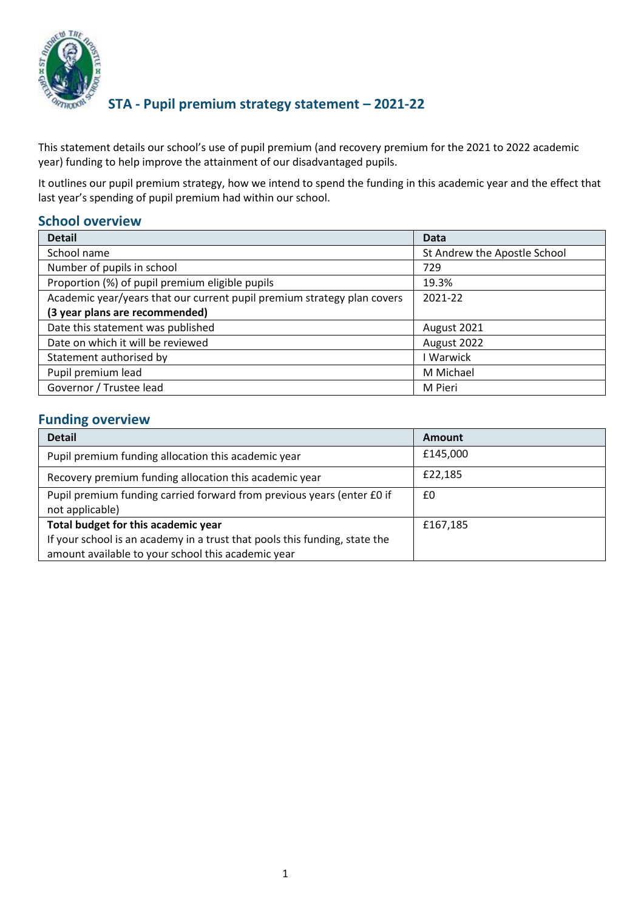# STA - Pupil premium strategy statement – 2021-22

This statement details our school's use of pupil premium (and recovery premium for the 2021 to 2022 academic year) funding to help improve the attainment of our disadvantaged pupils.

It outlines our pupil premium strategy, how we intend to spend the funding in this academic year and the effect that last year's spending of pupil premium had within our school.

## School overview

| Detail | Data |
|---|---|
| School name | St Andrew the Apostle School |
| Number of pupils in school | 729 |
| Proportion (%) of pupil premium eligible pupils | 19.3% |
| Academic year/years that our current pupil premium strategy plan covers **(3 year plans are recommended)** | 2021-22 |
| Date this statement was published | August 2021 |
| Date on which it will be reviewed | August 2022 |
| Statement authorised by | I Warwick |
| Pupil premium lead | M Michael |
| Governor / Trustee lead | M Pieri |

## Funding overview

| Detail | Amount |
|---|---|
| Pupil premium funding allocation this academic year | £145,000 |
| Recovery premium funding allocation this academic year | £22,185 |
| Pupil premium funding carried forward from previous years (enter £0 if not applicable) | £0 |
| **Total budget for this academic year**<br>If your school is an academy in a trust that pools this funding, state the amount available to your school this academic year | £167,185 |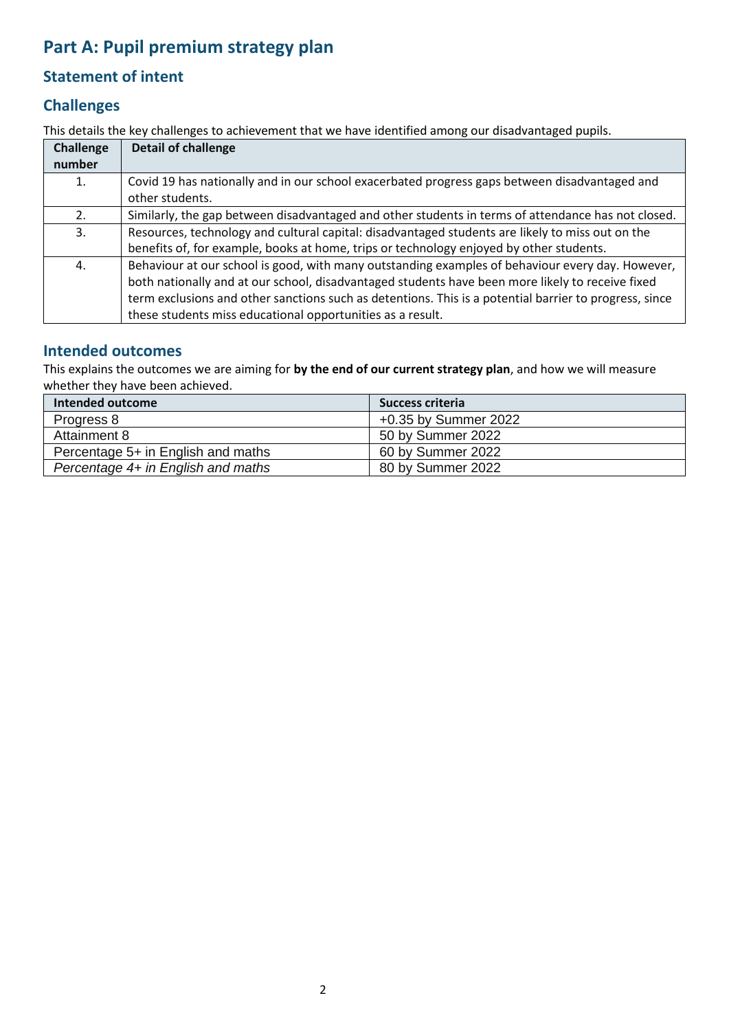# Part A: Pupil premium strategy plan

## Statement of intent

## Challenges

This details the key challenges to achievement that we have identified among our disadvantaged pupils.

| Challenge number | Detail of challenge |
|---|---|
| 1. | Covid 19 has nationally and in our school exacerbated progress gaps between disadvantaged and other students. |
| 2. | Similarly, the gap between disadvantaged and other students in terms of attendance has not closed. |
| 3. | Resources, technology and cultural capital: disadvantaged students are likely to miss out on the benefits of, for example, books at home, trips or technology enjoyed by other students. |
| 4. | Behaviour at our school is good, with many outstanding examples of behaviour every day. However, both nationally and at our school, disadvantaged students have been more likely to receive fixed term exclusions and other sanctions such as detentions. This is a potential barrier to progress, since these students miss educational opportunities as a result. |

## Intended outcomes

This explains the outcomes we are aiming for **by the end of our current strategy plan**, and how we will measure whether they have been achieved.

| Intended outcome | Success criteria |
|---|---|
| Progress 8 | +0.35 by Summer 2022 |
| Attainment 8 | 50 by Summer 2022 |
| Percentage 5+ in English and maths | 60 by Summer 2022 |
| *Percentage 4+ in English and maths* | 80 by Summer 2022 |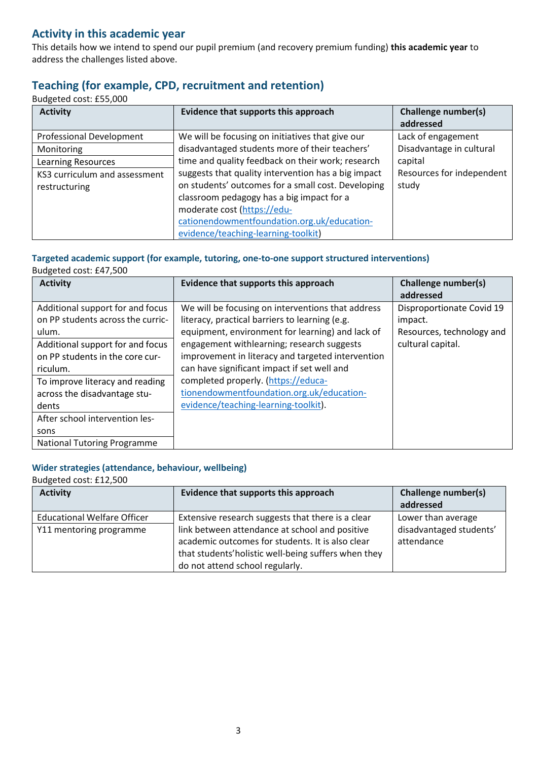## Activity in this academic year

This details how we intend to spend our pupil premium (and recovery premium funding) **this academic year** to address the challenges listed above.

## Teaching (for example, CPD, recruitment and retention)

Budgeted cost: £55,000

| Activity | Evidence that supports this approach | Challenge number(s) addressed |
|---|---|---|
| Professional Development<br>Monitoring<br>Learning Resources<br>KS3 curriculum and assessment restructuring | We will be focusing on initiatives that give our disadvantaged students more of their teachers' time and quality feedback on their work; research suggests that quality intervention has a big impact on students' outcomes for a small cost. Developing classroom pedagogy has a big impact for a moderate cost (https://educationendowmentfoundation.org.uk/education-evidence/teaching-learning-toolkit) | Lack of engagement<br>Disadvantage in cultural capital<br>Resources for independent study |

### Targeted academic support (for example, tutoring, one-to-one support structured interventions)

Budgeted cost: £47,500

| Activity | Evidence that supports this approach | Challenge number(s) addressed |
|---|---|---|
| Additional support for and focus on PP students across the curriculum.<br>Additional support for and focus on PP students in the core curriculum.<br>To improve literacy and reading across the disadvantage students<br>After school intervention lessons<br>National Tutoring Programme | We will be focusing on interventions that address literacy, practical barriers to learning (e.g. equipment, environment for learning) and lack of engagement withlearning; research suggests improvement in literacy and targeted intervention can have significant impact if set well and completed properly. (https://educationendowmentfoundation.org.uk/education-evidence/teaching-learning-toolkit). | Disproportionate Covid 19 impact.<br>Resources, technology and cultural capital. |

### Wider strategies (attendance, behaviour, wellbeing)

Budgeted cost: £12,500

| Activity | Evidence that supports this approach | Challenge number(s) addressed |
|---|---|---|
| Educational Welfare Officer<br>Y11 mentoring programme | Extensive research suggests that there is a clear link between attendance at school and positive academic outcomes for students. It is also clear that students'holistic well-being suffers when they do not attend school regularly. | Lower than average disadvantaged students' attendance |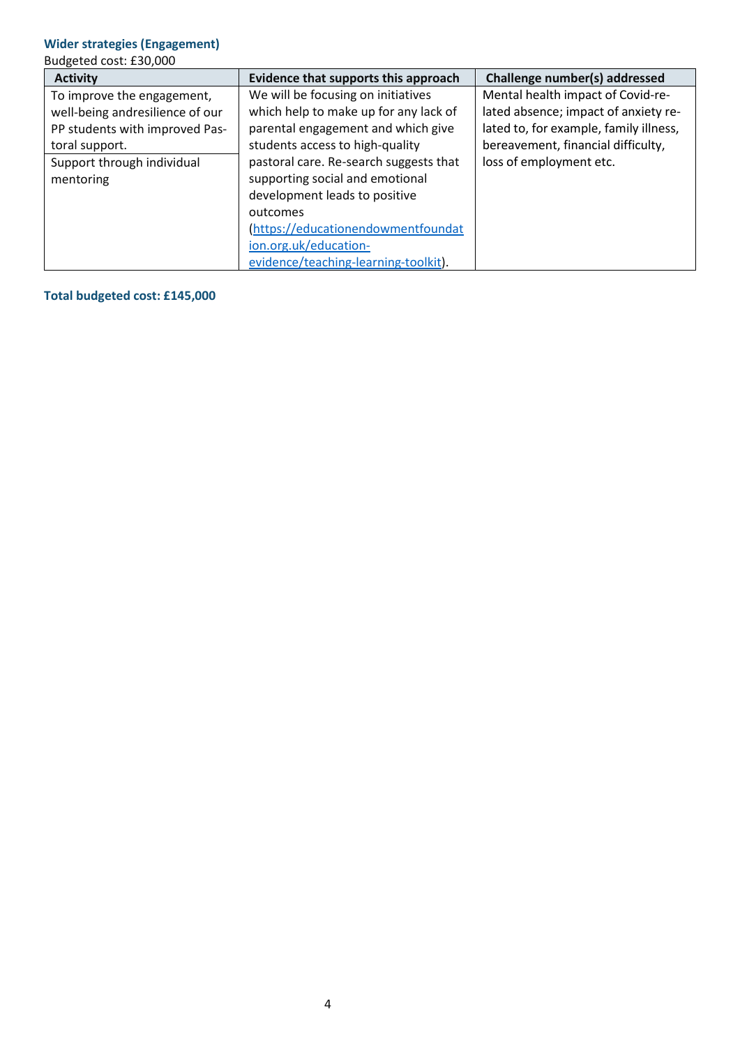### Wider strategies (Engagement)

Budgeted cost: £30,000

| Activity | Evidence that supports this approach | Challenge number(s) addressed |
|---|---|---|
| To improve the engagement, well-being andresilience of our PP students with improved Pas-toral support.<br>Support through individual mentoring | We will be focusing on initiatives which help to make up for any lack of parental engagement and which give students access to high-quality pastoral care. Re-search suggests that supporting social and emotional development leads to positive outcomes (https://educationendowmentfoundation.org.uk/education-evidence/teaching-learning-toolkit). | Mental health impact of Covid-re-lated absence; impact of anxiety re-lated to, for example, family illness, bereavement, financial difficulty, loss of employment etc. |

**Total budgeted cost: £145,000**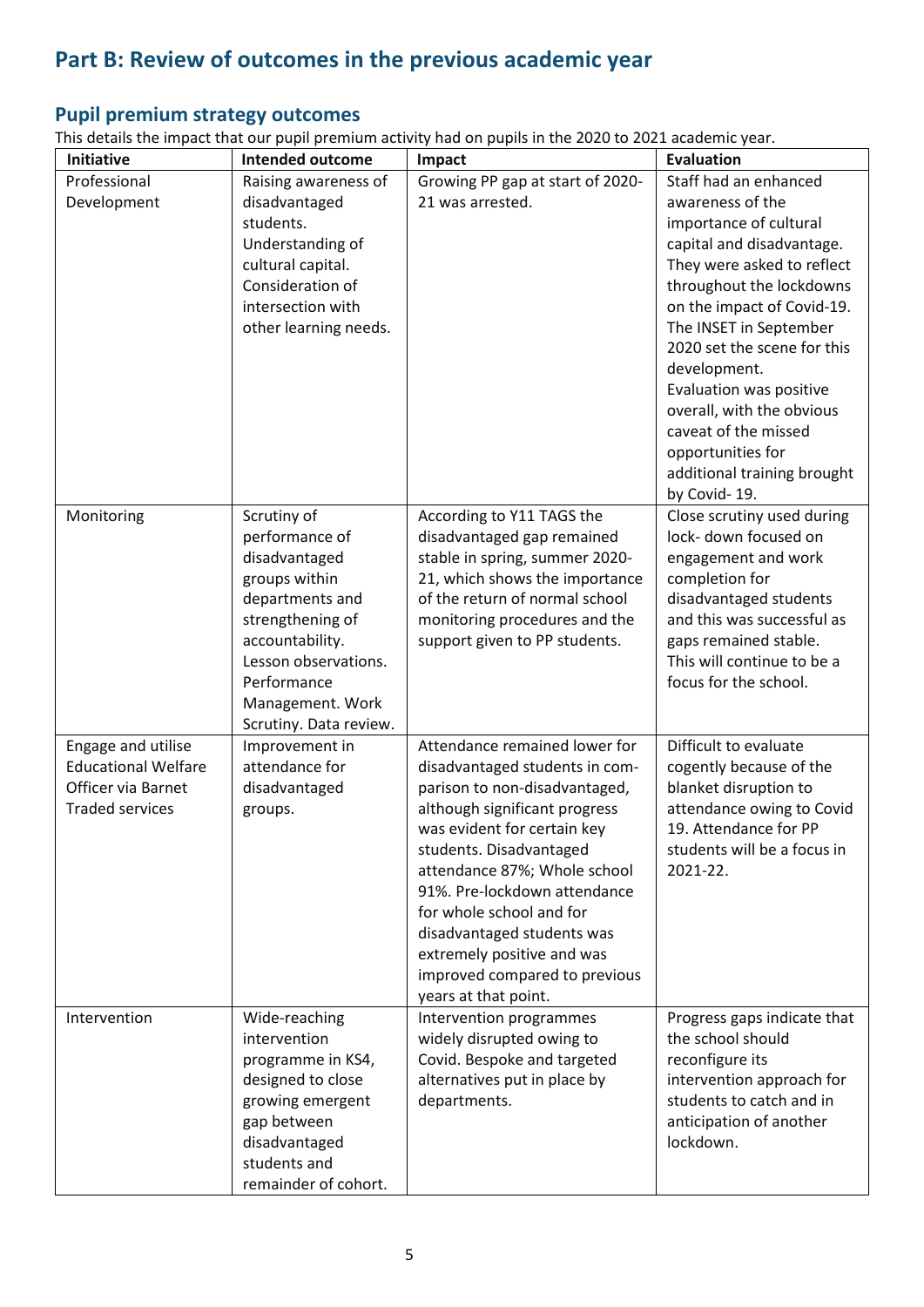# Part B: Review of outcomes in the previous academic year

## Pupil premium strategy outcomes

This details the impact that our pupil premium activity had on pupils in the 2020 to 2021 academic year.

| Initiative | Intended outcome | Impact | Evaluation |
|---|---|---|---|
| Professional Development | Raising awareness of disadvantaged students. Understanding of cultural capital. Consideration of intersection with other learning needs. | Growing PP gap at start of 2020-21 was arrested. | Staff had an enhanced awareness of the importance of cultural capital and disadvantage. They were asked to reflect throughout the lockdowns on the impact of Covid-19. The INSET in September 2020 set the scene for this development. Evaluation was positive overall, with the obvious caveat of the missed opportunities for additional training brought by Covid- 19. |
| Monitoring | Scrutiny of performance of disadvantaged groups within departments and strengthening of accountability. Lesson observations. Performance Management. Work Scrutiny. Data review. | According to Y11 TAGS the disadvantaged gap remained stable in spring, summer 2020-21, which shows the importance of the return of normal school monitoring procedures and the support given to PP students. | Close scrutiny used during lock- down focused on engagement and work completion for disadvantaged students and this was successful as gaps remained stable. This will continue to be a focus for the school. |
| Engage and utilise Educational Welfare Officer via Barnet Traded services | Improvement in attendance for disadvantaged groups. | Attendance remained lower for disadvantaged students in com-parison to non-disadvantaged, although significant progress was evident for certain key students. Disadvantaged attendance 87%; Whole school 91%. Pre-lockdown attendance for whole school and for disadvantaged students was extremely positive and was improved compared to previous years at that point. | Difficult to evaluate cogently because of the blanket disruption to attendance owing to Covid 19. Attendance for PP students will be a focus in 2021-22. |
| Intervention | Wide-reaching intervention programme in KS4, designed to close growing emergent gap between disadvantaged students and remainder of cohort. | Intervention programmes widely disrupted owing to Covid. Bespoke and targeted alternatives put in place by departments. | Progress gaps indicate that the school should reconfigure its intervention approach for students to catch and in anticipation of another lockdown. |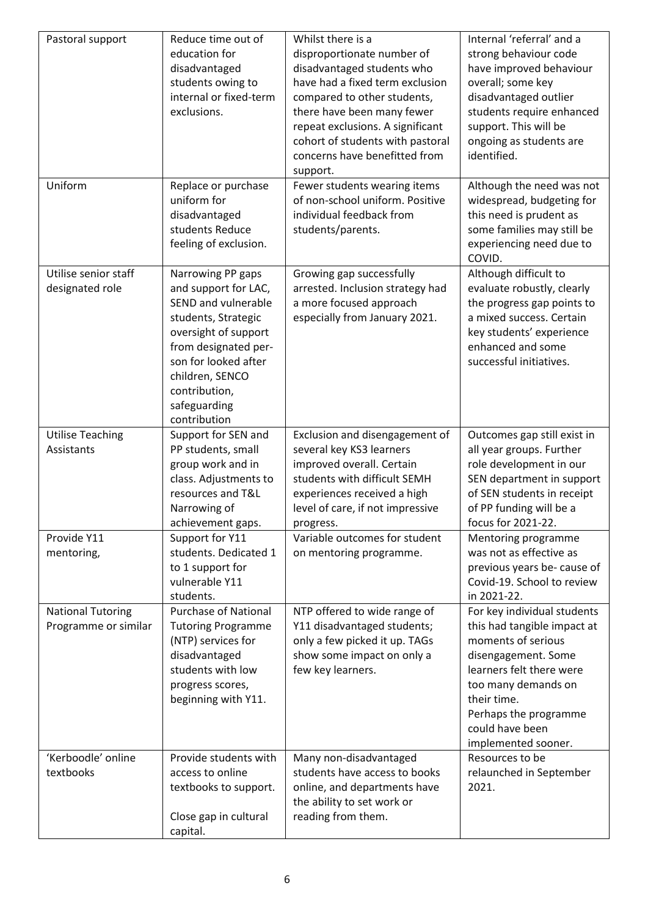| Pastoral support | Reduce time out of education for disadvantaged students owing to internal or fixed-term exclusions. | Whilst there is a disproportionate number of disadvantaged students who have had a fixed term exclusion compared to other students, there have been many fewer repeat exclusions. A significant cohort of students with pastoral concerns have benefitted from support. | Internal 'referral' and a strong behaviour code have improved behaviour overall; some key disadvantaged outlier students require enhanced support. This will be ongoing as students are identified. |
|---|---|---|---|
| Uniform | Replace or purchase uniform for disadvantaged students Reduce feeling of exclusion. | Fewer students wearing items of non-school uniform. Positive individual feedback from students/parents. | Although the need was not widespread, budgeting for this need is prudent as some families may still be experiencing need due to COVID. |
| Utilise senior staff designated role | Narrowing PP gaps and support for LAC, SEND and vulnerable students, Strategic oversight of support from designated per-son for looked after children, SENCO contribution, safeguarding contribution | Growing gap successfully arrested. Inclusion strategy had a more focused approach especially from January 2021. | Although difficult to evaluate robustly, clearly the progress gap points to a mixed success. Certain key students' experience enhanced and some successful initiatives. |
| Utilise Teaching Assistants | Support for SEN and PP students, small group work and in class. Adjustments to resources and T&L Narrowing of achievement gaps. | Exclusion and disengagement of several key KS3 learners improved overall. Certain students with difficult SEMH experiences received a high level of care, if not impressive progress. | Outcomes gap still exist in all year groups. Further role development in our SEN department in support of SEN students in receipt of PP funding will be a focus for 2021-22. |
| Provide Y11 mentoring, | Support for Y11 students. Dedicated 1 to 1 support for vulnerable Y11 students. | Variable outcomes for student on mentoring programme. | Mentoring programme was not as effective as previous years be- cause of Covid-19. School to review in 2021-22. |
| National Tutoring Programme or similar | Purchase of National Tutoring Programme (NTP) services for disadvantaged students with low progress scores, beginning with Y11. | NTP offered to wide range of Y11 disadvantaged students; only a few picked it up. TAGs show some impact on only a few key learners. | For key individual students this had tangible impact at moments of serious disengagement. Some learners felt there were too many demands on their time.<br>Perhaps the programme could have been implemented sooner. |
| 'Kerboodle' online textbooks | Provide students with access to online textbooks to support.<br><br>Close gap in cultural capital. | Many non-disadvantaged students have access to books online, and departments have the ability to set work or reading from them. | Resources to be relaunched in September 2021. |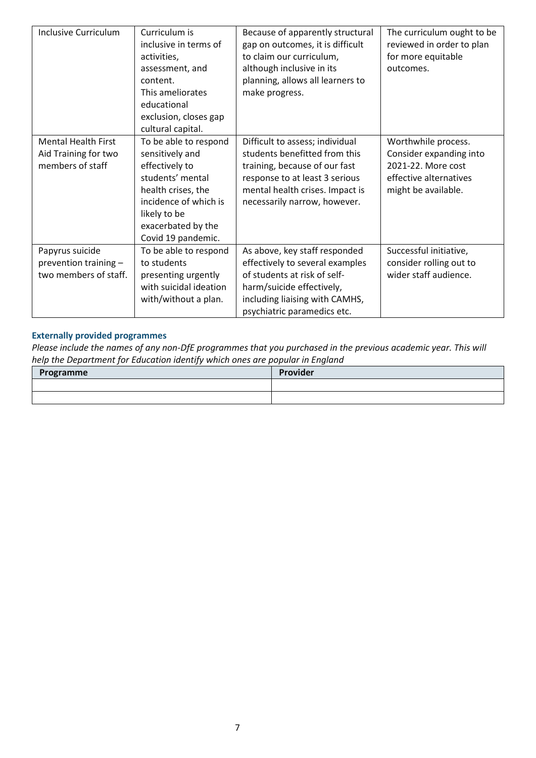| | | | |
|---|---|---|---|
| Inclusive Curriculum | Curriculum is inclusive in terms of activities, assessment, and content. This ameliorates educational exclusion, closes gap cultural capital. | Because of apparently structural gap on outcomes, it is difficult to claim our curriculum, although inclusive in its planning, allows all learners to make progress. | The curriculum ought to be reviewed in order to plan for more equitable outcomes. |
| Mental Health First Aid Training for two members of staff | To be able to respond sensitively and effectively to students' mental health crises, the incidence of which is likely to be exacerbated by the Covid 19 pandemic. | Difficult to assess; individual students benefitted from this training, because of our fast response to at least 3 serious mental health crises. Impact is necessarily narrow, however. | Worthwhile process. Consider expanding into 2021-22. More cost effective alternatives might be available. |
| Papyrus suicide prevention training – two members of staff. | To be able to respond to students presenting urgently with suicidal ideation with/without a plan. | As above, key staff responded effectively to several examples of students at risk of self-harm/suicide effectively, including liaising with CAMHS, psychiatric paramedics etc. | Successful initiative, consider rolling out to wider staff audience. |

### Externally provided programmes

*Please include the names of any non-DfE programmes that you purchased in the previous academic year. This will help the Department for Education identify which ones are popular in England*

| Programme | Provider |
|---|---|
| | |
| | |